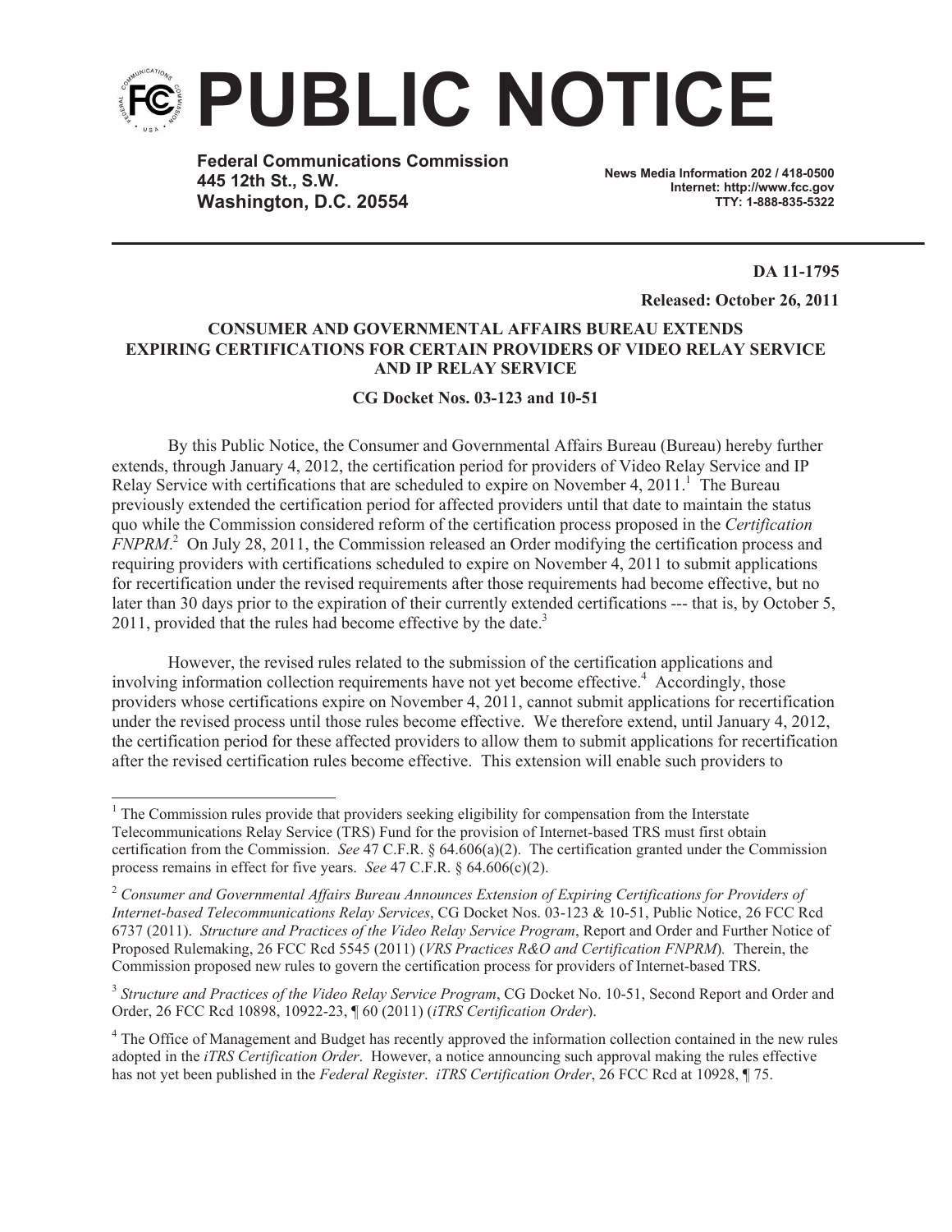# PUBLIC NOTICE

**Federal Communications Commission**
**445 12th St., S.W.**
**Washington, D.C. 20554**

**News Media Information 202 / 418-0500**
**Internet: http://www.fcc.gov**
**TTY: 1-888-835-5322**

**DA 11-1795**

**Released: October 26, 2011**

**CONSUMER AND GOVERNMENTAL AFFAIRS BUREAU EXTENDS EXPIRING CERTIFICATIONS FOR CERTAIN PROVIDERS OF VIDEO RELAY SERVICE AND IP RELAY SERVICE**

**CG Docket Nos. 03-123 and 10-51**

By this Public Notice, the Consumer and Governmental Affairs Bureau (Bureau) hereby further extends, through January 4, 2012, the certification period for providers of Video Relay Service and IP Relay Service with certifications that are scheduled to expire on November 4, 2011.[1] The Bureau previously extended the certification period for affected providers until that date to maintain the status quo while the Commission considered reform of the certification process proposed in the *Certification FNPRM*.[2] On July 28, 2011, the Commission released an Order modifying the certification process and requiring providers with certifications scheduled to expire on November 4, 2011 to submit applications for recertification under the revised requirements after those requirements had become effective, but no later than 30 days prior to the expiration of their currently extended certifications --- that is, by October 5, 2011, provided that the rules had become effective by the date.[3]

However, the revised rules related to the submission of the certification applications and involving information collection requirements have not yet become effective.[4] Accordingly, those providers whose certifications expire on November 4, 2011, cannot submit applications for recertification under the revised process until those rules become effective. We therefore extend, until January 4, 2012, the certification period for these affected providers to allow them to submit applications for recertification after the revised certification rules become effective. This extension will enable such providers to

---

[1] The Commission rules provide that providers seeking eligibility for compensation from the Interstate Telecommunications Relay Service (TRS) Fund for the provision of Internet-based TRS must first obtain certification from the Commission. *See* 47 C.F.R. § 64.606(a)(2). The certification granted under the Commission process remains in effect for five years. *See* 47 C.F.R. § 64.606(c)(2).

[2] *Consumer and Governmental Affairs Bureau Announces Extension of Expiring Certifications for Providers of Internet-based Telecommunications Relay Services*, CG Docket Nos. 03-123 & 10-51, Public Notice, 26 FCC Rcd 6737 (2011). *Structure and Practices of the Video Relay Service Program*, Report and Order and Further Notice of Proposed Rulemaking, 26 FCC Rcd 5545 (2011) (*VRS Practices R&O and Certification FNPRM*). Therein, the Commission proposed new rules to govern the certification process for providers of Internet-based TRS.

[3] *Structure and Practices of the Video Relay Service Program*, CG Docket No. 10-51, Second Report and Order and Order, 26 FCC Rcd 10898, 10922-23, ¶ 60 (2011) (*iTRS Certification Order*).

[4] The Office of Management and Budget has recently approved the information collection contained in the new rules adopted in the *iTRS Certification Order*. However, a notice announcing such approval making the rules effective has not yet been published in the *Federal Register*. *iTRS Certification Order*, 26 FCC Rcd at 10928, ¶ 75.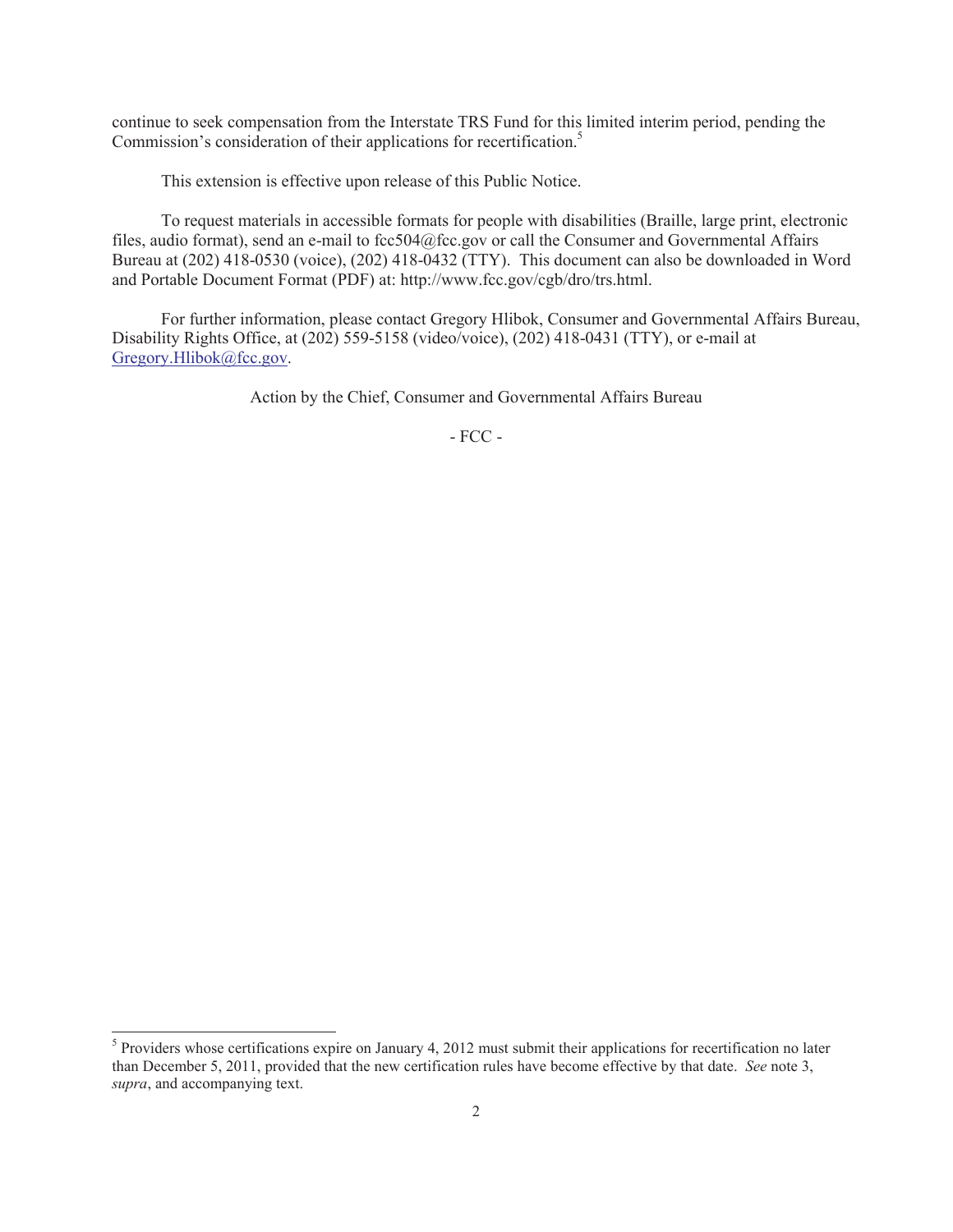continue to seek compensation from the Interstate TRS Fund for this limited interim period, pending the Commission's consideration of their applications for recertification.[5]

This extension is effective upon release of this Public Notice.

To request materials in accessible formats for people with disabilities (Braille, large print, electronic files, audio format), send an e-mail to fcc504@fcc.gov or call the Consumer and Governmental Affairs Bureau at (202) 418-0530 (voice), (202) 418-0432 (TTY). This document can also be downloaded in Word and Portable Document Format (PDF) at: http://www.fcc.gov/cgb/dro/trs.html.

For further information, please contact Gregory Hlibok, Consumer and Governmental Affairs Bureau, Disability Rights Office, at (202) 559-5158 (video/voice), (202) 418-0431 (TTY), or e-mail at Gregory.Hlibok@fcc.gov.

Action by the Chief, Consumer and Governmental Affairs Bureau

\- FCC -

[5] Providers whose certifications expire on January 4, 2012 must submit their applications for recertification no later than December 5, 2011, provided that the new certification rules have become effective by that date. *See* note 3, *supra*, and accompanying text.